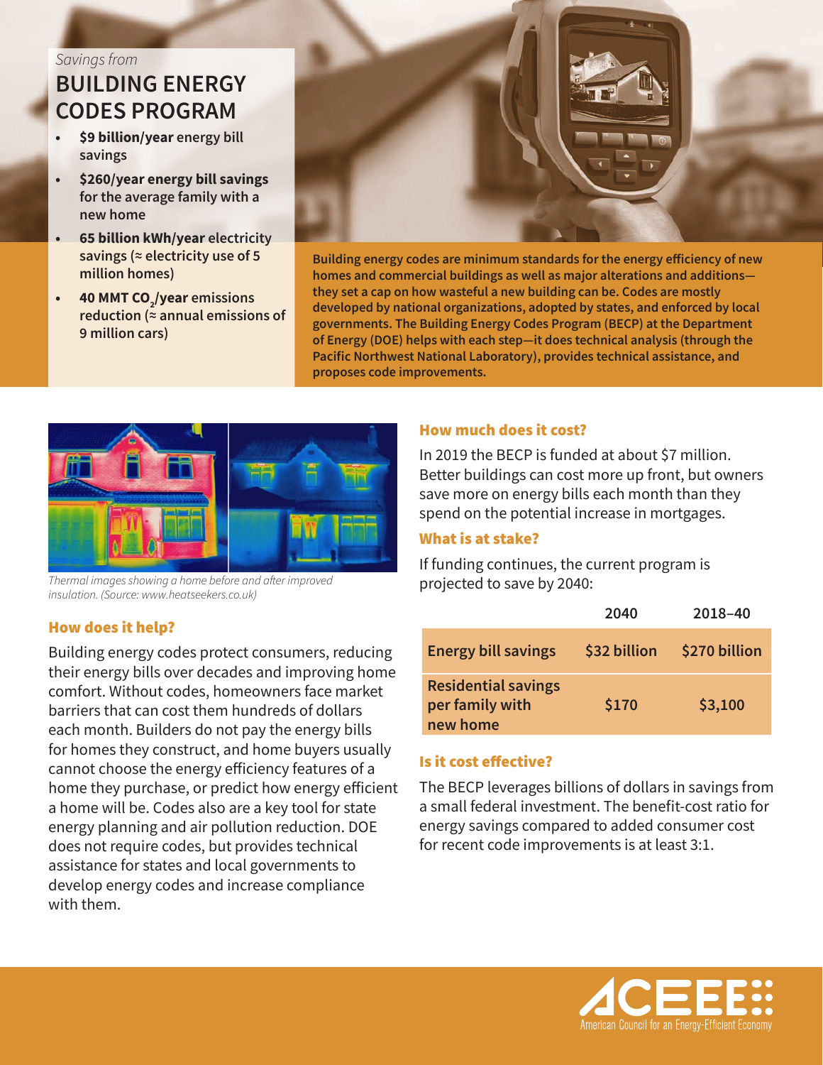*Savings from*

# BUILDING ENERGY CODES PROGRAM

- **$9 billion/year** energy bill savings
- **$260/year energy bill savings** for the average family with a new home
- **65 billion kWh/year** electricity savings (≈ electricity use of 5 million homes)
- **40 MMT $CO_2$/year** emissions reduction (≈ annual emissions of 9 million cars)

**Building energy codes are minimum standards for the energy efficiency of new homes and commercial buildings as well as major alterations and additions—they set a cap on how wasteful a new building can be. Codes are mostly developed by national organizations, adopted by states, and enforced by local governments. The Building Energy Codes Program (BECP) at the Department of Energy (DOE) helps with each step—it does technical analysis (through the Pacific Northwest National Laboratory), provides technical assistance, and proposes code improvements.**

*Thermal images showing a home before and after improved insulation. (Source: www.heatseekers.co.uk)*

## How does it help?

Building energy codes protect consumers, reducing their energy bills over decades and improving home comfort. Without codes, homeowners face market barriers that can cost them hundreds of dollars each month. Builders do not pay the energy bills for homes they construct, and home buyers usually cannot choose the energy efficiency features of a home they purchase, or predict how energy efficient a home will be. Codes also are a key tool for state energy planning and air pollution reduction. DOE does not require codes, but provides technical assistance for states and local governments to develop energy codes and increase compliance with them.

## How much does it cost?

In 2019 the BECP is funded at about $7 million. Better buildings can cost more up front, but owners save more on energy bills each month than they spend on the potential increase in mortgages.

## What is at stake?

If funding continues, the current program is projected to save by 2040:

| | 2040 | 2018–40 |
|---|---|---|
| Energy bill savings | $32 billion | $270 billion |
| Residential savings per family with new home | $170 | $3,100 |

## Is it cost effective?

The BECP leverages billions of dollars in savings from a small federal investment. The benefit-cost ratio for energy savings compared to added consumer cost for recent code improvements is at least 3:1.

ACEEE — American Council for an Energy-Efficient Economy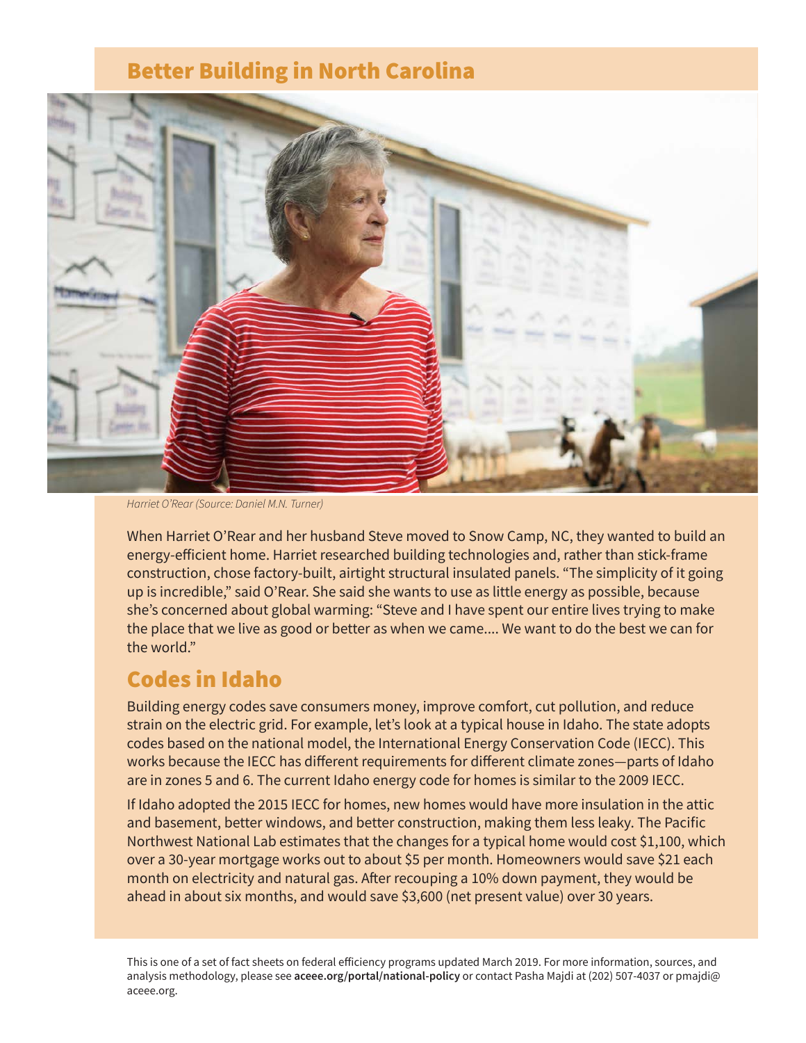## Better Building in North Carolina

*Harriet O'Rear (Source: Daniel M.N. Turner)*

When Harriet O'Rear and her husband Steve moved to Snow Camp, NC, they wanted to build an energy-efficient home. Harriet researched building technologies and, rather than stick-frame construction, chose factory-built, airtight structural insulated panels. "The simplicity of it going up is incredible," said O'Rear. She said she wants to use as little energy as possible, because she's concerned about global warming: "Steve and I have spent our entire lives trying to make the place that we live as good or better as when we came.... We want to do the best we can for the world."

## Codes in Idaho

Building energy codes save consumers money, improve comfort, cut pollution, and reduce strain on the electric grid. For example, let's look at a typical house in Idaho. The state adopts codes based on the national model, the International Energy Conservation Code (IECC). This works because the IECC has different requirements for different climate zones—parts of Idaho are in zones 5 and 6. The current Idaho energy code for homes is similar to the 2009 IECC.

If Idaho adopted the 2015 IECC for homes, new homes would have more insulation in the attic and basement, better windows, and better construction, making them less leaky. The Pacific Northwest National Lab estimates that the changes for a typical home would cost $1,100, which over a 30-year mortgage works out to about $5 per month. Homeowners would save $21 each month on electricity and natural gas. After recouping a 10% down payment, they would be ahead in about six months, and would save $3,600 (net present value) over 30 years.

This is one of a set of fact sheets on federal efficiency programs updated March 2019. For more information, sources, and analysis methodology, please see **aceee.org/portal/national-policy** or contact Pasha Majdi at (202) 507-4037 or pmajdi@aceee.org.